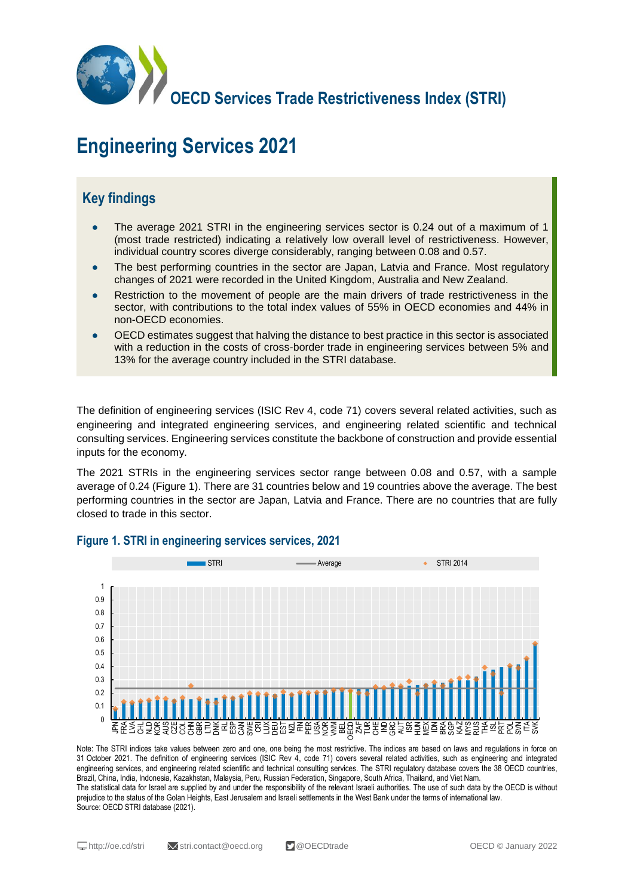# OECD Services Trade Restrictiveness Index (STRI)

# Engineering Services 2021

## Key findings

- The average 2021 STRI in the engineering services sector is 0.24 out of a maximum of 1 (most trade restricted) indicating a relatively low overall level of restrictiveness. However, individual country scores diverge considerably, ranging between 0.08 and 0.57.
- The best performing countries in the sector are Japan, Latvia and France. Most regulatory changes of 2021 were recorded in the United Kingdom, Australia and New Zealand.
- Restriction to the movement of people are the main drivers of trade restrictiveness in the sector, with contributions to the total index values of 55% in OECD economies and 44% in non-OECD economies.
- OECD estimates suggest that halving the distance to best practice in this sector is associated with a reduction in the costs of cross-border trade in engineering services between 5% and 13% for the average country included in the STRI database.

The definition of engineering services (ISIC Rev 4, code 71) covers several related activities, such as engineering and integrated engineering services, and engineering related scientific and technical consulting services. Engineering services constitute the backbone of construction and provide essential inputs for the economy.

The 2021 STRIs in the engineering services sector range between 0.08 and 0.57, with a sample average of 0.24 (Figure 1). There are 31 countries below and 19 countries above the average. The best performing countries in the sector are Japan, Latvia and France. There are no countries that are fully closed to trade in this sector.

### Figure 1. STRI in engineering services services, 2021

Legend: STRI; Average; STRI 2014

Countries (left to right): JPN, FRA, LVA, CHL, NLD, KOR, AUS, CZE, COL, CHN, GBR, LTU, DNK, IRL, ESP, CAN, SWE, CRI, LUX, DEU, EST, NZL, FIN, PER, USA, NOR, VNM, BEL, OECD, ZAF, TUR, CHE, IND, GRC, AUT, ISR, HUN, MEX, IDN, BRA, SGP, KAZ, MYS, RUS, THA, ISL, PRT, POL, SVN, ITA, SVK

Note: The STRI indices take values between zero and one, one being the most restrictive. The indices are based on laws and regulations in force on 31 October 2021. The definition of engineering services (ISIC Rev 4, code 71) covers several related activities, such as engineering and integrated engineering services, and engineering related scientific and technical consulting services. The STRI regulatory database covers the 38 OECD countries, Brazil, China, India, Indonesia, Kazakhstan, Malaysia, Peru, Russian Federation, Singapore, South Africa, Thailand, and Viet Nam.
The statistical data for Israel are supplied by and under the responsibility of the relevant Israeli authorities. The use of such data by the OECD is without prejudice to the status of the Golan Heights, East Jerusalem and Israeli settlements in the West Bank under the terms of international law.
Source: OECD STRI database (2021).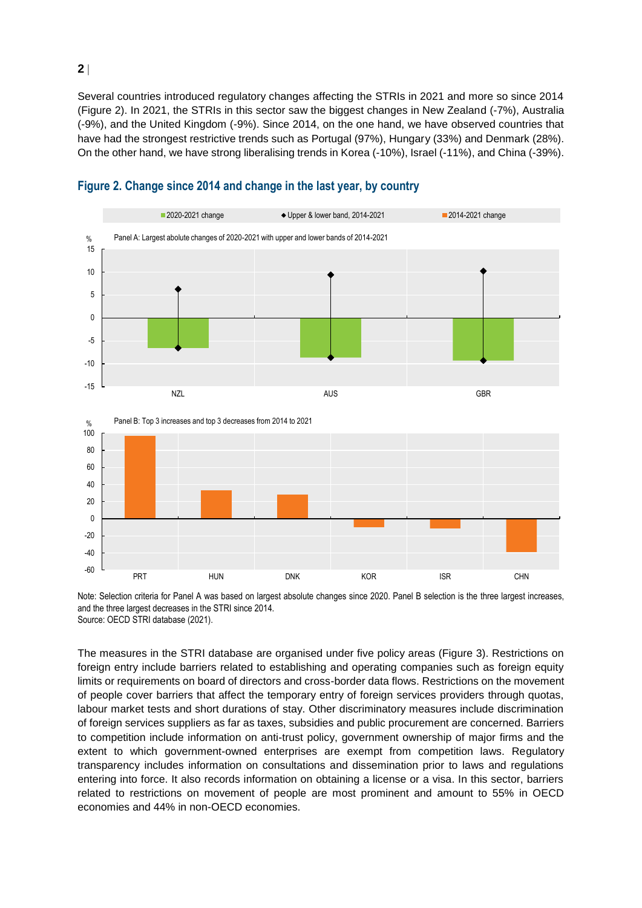Several countries introduced regulatory changes affecting the STRIs in 2021 and more so since 2014 (Figure 2). In 2021, the STRIs in this sector saw the biggest changes in New Zealand (-7%), Australia (-9%), and the United Kingdom (-9%). Since 2014, on the other hand, we have observed countries that have had the strongest restrictive trends such as Portugal (97%), Hungary (33%) and Denmark (28%). On the other hand, we have strong liberalising trends in Korea (-10%), Israel (-11%), and China (-39%).

## Figure 2. Change since 2014 and change in the last year, by country

■ 2020-2021 change ◆ Upper & lower band, 2014-2021 ■ 2014-2021 change

Panel A: Largest abolute changes of 2020-2021 with upper and lower bands of 2014-2021

Panel B: Top 3 increases and top 3 decreases from 2014 to 2021

Note: Selection criteria for Panel A was based on largest absolute changes since 2020. Panel B selection is the three largest increases, and the three largest decreases in the STRI since 2014.
Source: OECD STRI database (2021).

The measures in the STRI database are organised under five policy areas (Figure 3). Restrictions on foreign entry include barriers related to establishing and operating companies such as foreign equity limits or requirements on board of directors and cross-border data flows. Restrictions on the movement of people cover barriers that affect the temporary entry of foreign services providers through quotas, labour market tests and short durations of stay. Other discriminatory measures include discrimination of foreign services suppliers as far as taxes, subsidies and public procurement are concerned. Barriers to competition include information on anti-trust policy, government ownership of major firms and the extent to which government-owned enterprises are exempt from competition laws. Regulatory transparency includes information on consultations and dissemination prior to laws and regulations entering into force. It also records information on obtaining a license or a visa. In this sector, barriers related to restrictions on movement of people are most prominent and amount to 55% in OECD economies and 44% in non-OECD economies.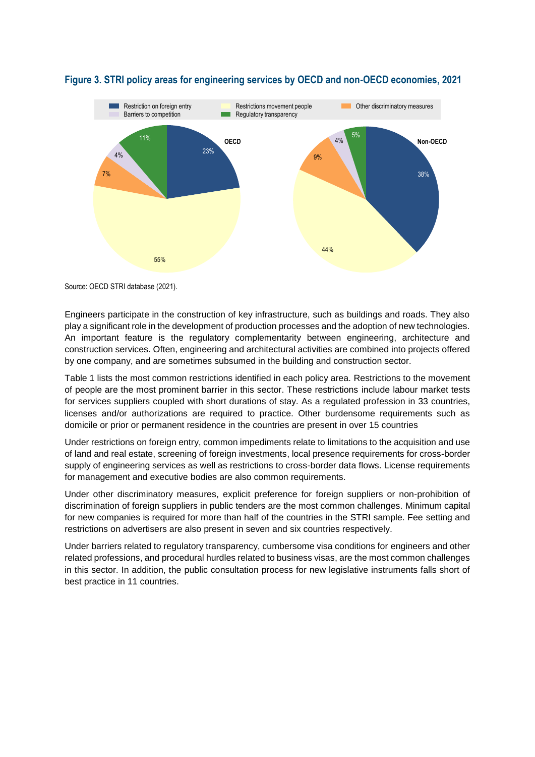**Figure 3. STRI policy areas for engineering services by OECD and non-OECD economies, 2021**

Source: OECD STRI database (2021).

Engineers participate in the construction of key infrastructure, such as buildings and roads. They also play a significant role in the development of production processes and the adoption of new technologies. An important feature is the regulatory complementarity between engineering, architecture and construction services. Often, engineering and architectural activities are combined into projects offered by one company, and are sometimes subsumed in the building and construction sector.

Table 1 lists the most common restrictions identified in each policy area. Restrictions to the movement of people are the most prominent barrier in this sector. These restrictions include labour market tests for services suppliers coupled with short durations of stay. As a regulated profession in 33 countries, licenses and/or authorizations are required to practice. Other burdensome requirements such as domicile or prior or permanent residence in the countries are present in over 15 countries

Under restrictions on foreign entry, common impediments relate to limitations to the acquisition and use of land and real estate, screening of foreign investments, local presence requirements for cross-border supply of engineering services as well as restrictions to cross-border data flows. License requirements for management and executive bodies are also common requirements.

Under other discriminatory measures, explicit preference for foreign suppliers or non-prohibition of discrimination of foreign suppliers in public tenders are the most common challenges. Minimum capital for new companies is required for more than half of the countries in the STRI sample. Fee setting and restrictions on advertisers are also present in seven and six countries respectively.

Under barriers related to regulatory transparency, cumbersome visa conditions for engineers and other related professions, and procedural hurdles related to business visas, are the most common challenges in this sector. In addition, the public consultation process for new legislative instruments falls short of best practice in 11 countries.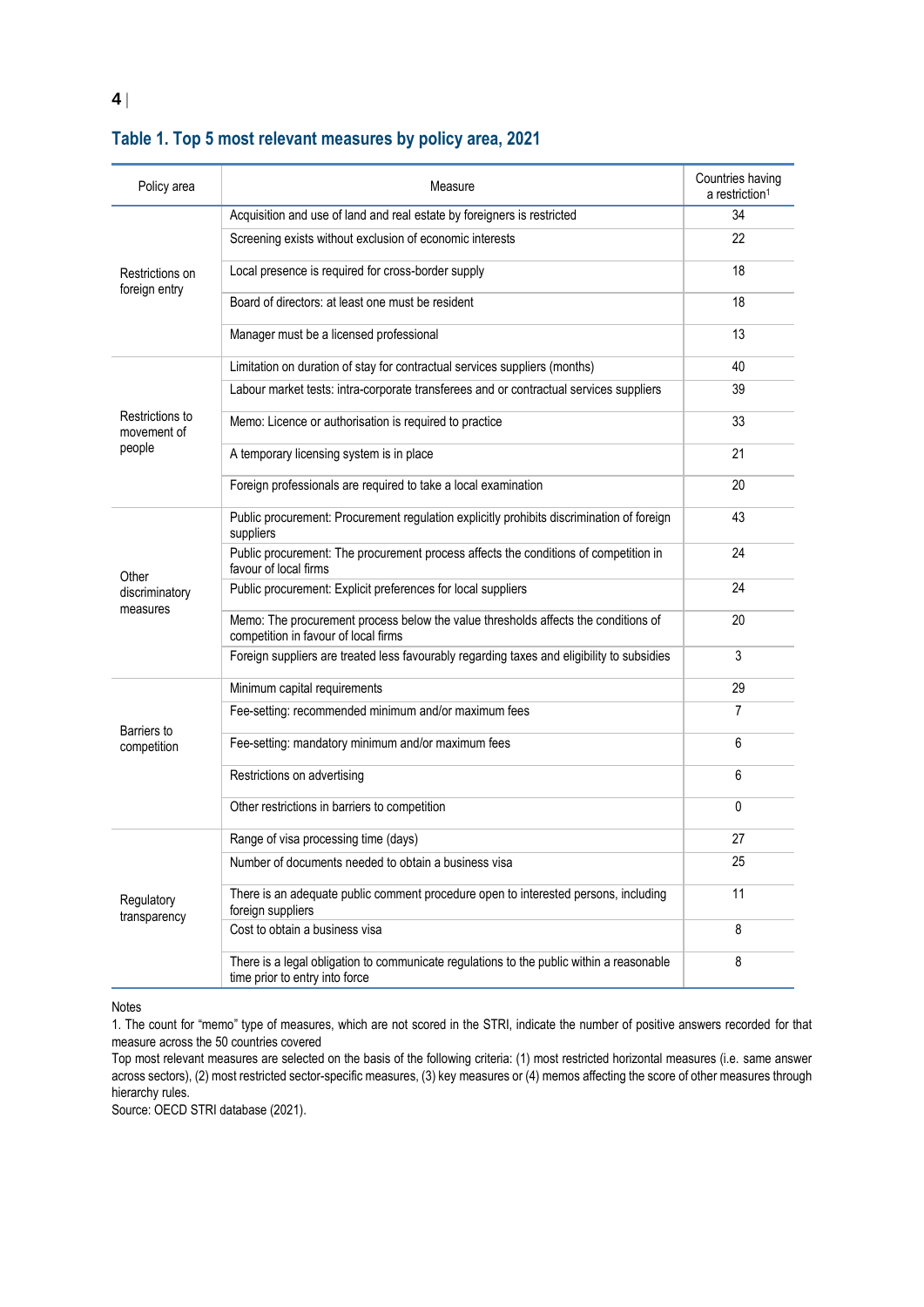### Table 1. Top 5 most relevant measures by policy area, 2021

| Policy area | Measure | Countries having a restriction[1] |
|---|---|---|
| Restrictions on foreign entry | Acquisition and use of land and real estate by foreigners is restricted | 34 |
| | Screening exists without exclusion of economic interests | 22 |
| | Local presence is required for cross-border supply | 18 |
| | Board of directors: at least one must be resident | 18 |
| | Manager must be a licensed professional | 13 |
| Restrictions to movement of people | Limitation on duration of stay for contractual services suppliers (months) | 40 |
| | Labour market tests: intra-corporate transferees and or contractual services suppliers | 39 |
| | Memo: Licence or authorisation is required to practice | 33 |
| | A temporary licensing system is in place | 21 |
| | Foreign professionals are required to take a local examination | 20 |
| Other discriminatory measures | Public procurement: Procurement regulation explicitly prohibits discrimination of foreign suppliers | 43 |
| | Public procurement: The procurement process affects the conditions of competition in favour of local firms | 24 |
| | Public procurement: Explicit preferences for local suppliers | 24 |
| | Memo: The procurement process below the value thresholds affects the conditions of competition in favour of local firms | 20 |
| | Foreign suppliers are treated less favourably regarding taxes and eligibility to subsidies | 3 |
| Barriers to competition | Minimum capital requirements | 29 |
| | Fee-setting: recommended minimum and/or maximum fees | 7 |
| | Fee-setting: mandatory minimum and/or maximum fees | 6 |
| | Restrictions on advertising | 6 |
| | Other restrictions in barriers to competition | 0 |
| Regulatory transparency | Range of visa processing time (days) | 27 |
| | Number of documents needed to obtain a business visa | 25 |
| | There is an adequate public comment procedure open to interested persons, including foreign suppliers | 11 |
| | Cost to obtain a business visa | 8 |
| | There is a legal obligation to communicate regulations to the public within a reasonable time prior to entry into force | 8 |

Notes

1. The count for "memo" type of measures, which are not scored in the STRI, indicate the number of positive answers recorded for that measure across the 50 countries covered

Top most relevant measures are selected on the basis of the following criteria: (1) most restricted horizontal measures (i.e. same answer across sectors), (2) most restricted sector-specific measures, (3) key measures or (4) memos affecting the score of other measures through hierarchy rules.

Source: OECD STRI database (2021).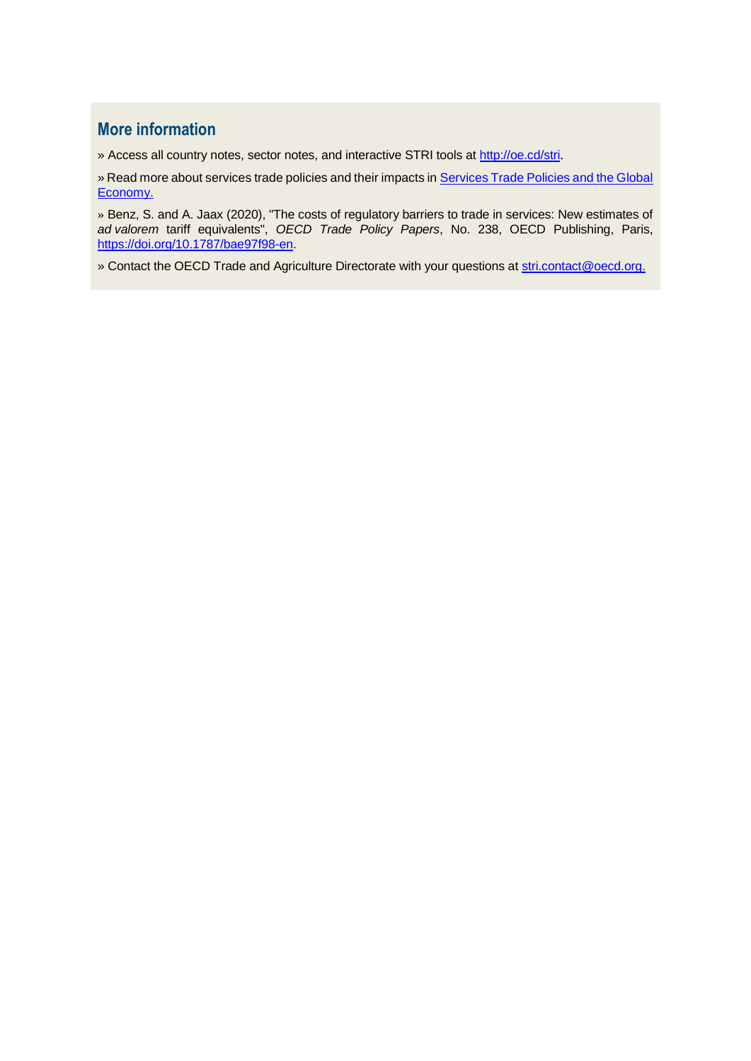## More information

» Access all country notes, sector notes, and interactive STRI tools at [http://oe.cd/stri](http://oe.cd/stri).

» Read more about services trade policies and their impacts in [Services Trade Policies and the Global Economy.](#)

» Benz, S. and A. Jaax (2020), "The costs of regulatory barriers to trade in services: New estimates of *ad valorem* tariff equivalents", *OECD Trade Policy Papers*, No. 238, OECD Publishing, Paris, [https://doi.org/10.1787/bae97f98-en](https://doi.org/10.1787/bae97f98-en).

» Contact the OECD Trade and Agriculture Directorate with your questions at [stri.contact@oecd.org.](mailto:stri.contact@oecd.org)